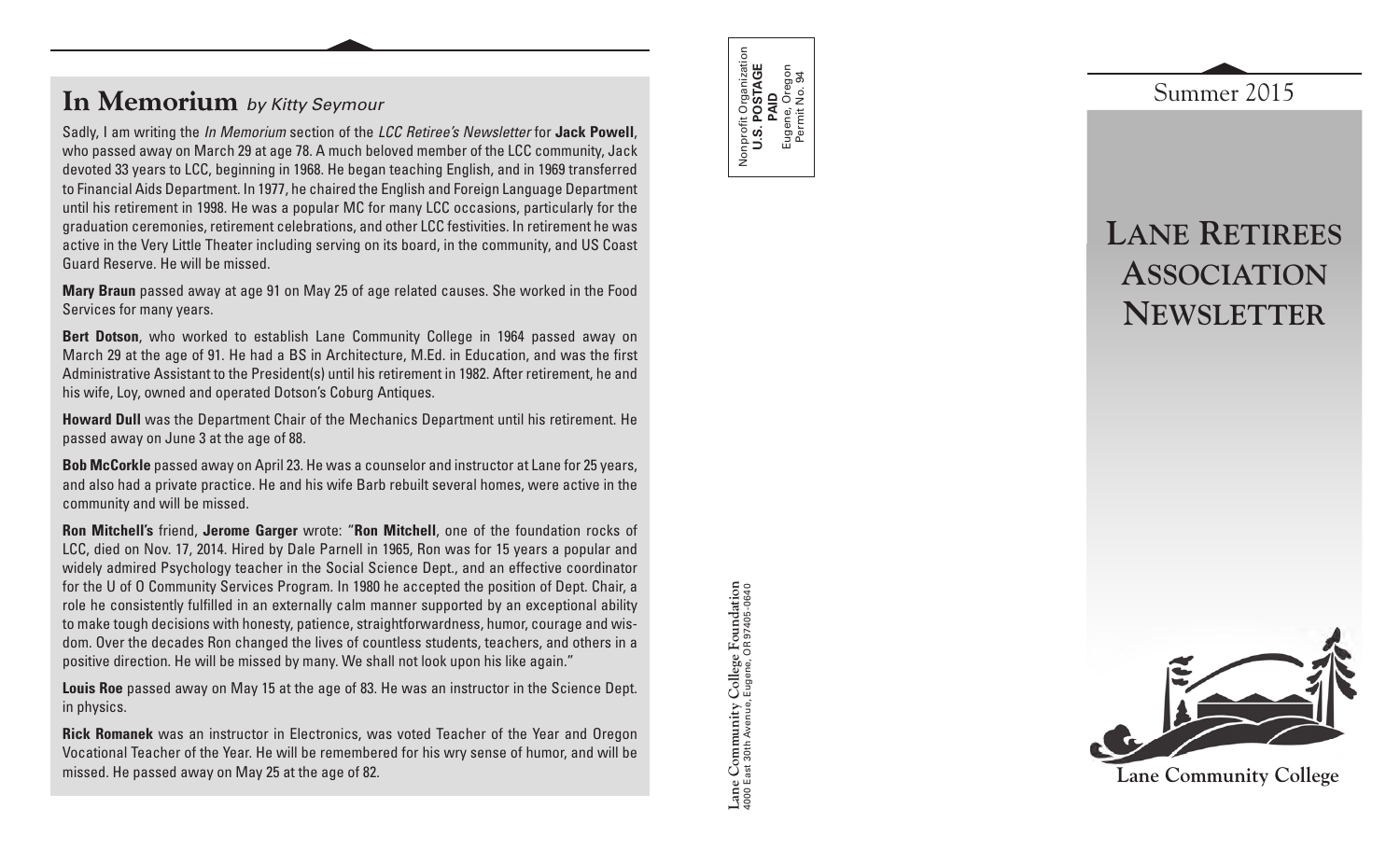## In Memorium *by Kitty Seymour*

Sadly, I am writing the *In Memorium* section of the *LCC Retiree's Newsletter* for **Jack Powell**, who passed away on March 29 at age 78. A much beloved member of the LCC community, Jack devoted 33 years to LCC, beginning in 1968. He began teaching English, and in 1969 transferred to Financial Aids Department. In 1977, he chaired the English and Foreign Language Department until his retirement in 1998. He was a popular MC for many LCC occasions, particularly for the graduation ceremonies, retirement celebrations, and other LCC festivities. In retirement he was active in the Very Little Theater including serving on its board, in the community, and US Coast Guard Reserve. He will be missed.

**Mary Braun** passed away at age 91 on May 25 of age related causes. She worked in the Food Services for many years.

**Bert Dotson**, who worked to establish Lane Community College in 1964 passed away on March 29 at the age of 91. He had a BS in Architecture, M.Ed. in Education, and was the first Administrative Assistant to the President(s) until his retirement in 1982. After retirement, he and his wife, Loy, owned and operated Dotson's Coburg Antiques.

**Howard Dull** was the Department Chair of the Mechanics Department until his retirement. He passed away on June 3 at the age of 88.

**Bob McCorkle** passed away on April 23. He was a counselor and instructor at Lane for 25 years, and also had a private practice. He and his wife Barb rebuilt several homes, were active in the community and will be missed.

**Ron Mitchell's** friend, **Jerome Garger** wrote: "**Ron Mitchell**, one of the foundation rocks of LCC, died on Nov. 17, 2014. Hired by Dale Parnell in 1965, Ron was for 15 years a popular and widely admired Psychology teacher in the Social Science Dept., and an effective coordinator for the U of O Community Services Program. In 1980 he accepted the position of Dept. Chair, a role he consistently fulfilled in an externally calm manner supported by an exceptional ability to make tough decisions with honesty, patience, straightforwardness, humor, courage and wisdom. Over the decades Ron changed the lives of countless students, teachers, and others in a positive direction. He will be missed by many. We shall not look upon his like again."

**Louis Roe** passed away on May 15 at the age of 83. He was an instructor in the Science Dept. in physics.

**Rick Romanek** was an instructor in Electronics, was voted Teacher of the Year and Oregon Vocational Teacher of the Year. He will be remembered for his wry sense of humor, and will be missed. He passed away on May 25 at the age of 82.

Nonprofit Organization
**U.S. POSTAGE**
**PAID**
Eugene, Oregon
Permit No. 94

**Lane Community College Foundation**
4000 East 30th Avenue, Eugene, OR 97405-0640

Summer 2015

# Lane Retirees Association Newsletter

**Lane Community College**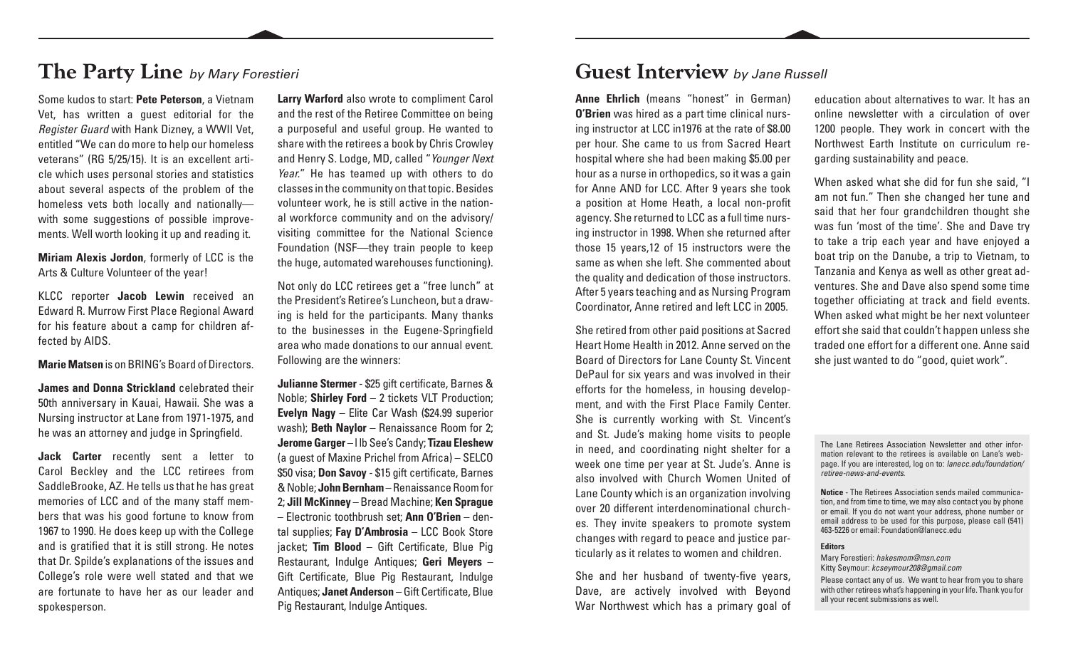## The Party Line *by Mary Forestieri*

Some kudos to start: **Pete Peterson**, a Vietnam Vet, has written a guest editorial for the *Register Guard* with Hank Dizney, a WWII Vet, entitled "We can do more to help our homeless veterans" (RG 5/25/15). It is an excellent article which uses personal stories and statistics about several aspects of the problem of the homeless vets both locally and nationally—with some suggestions of possible improvements. Well worth looking it up and reading it.

**Miriam Alexis Jordon**, formerly of LCC is the Arts & Culture Volunteer of the year!

KLCC reporter **Jacob Lewin** received an Edward R. Murrow First Place Regional Award for his feature about a camp for children affected by AIDS.

**Marie Matsen** is on BRING's Board of Directors.

**James and Donna Strickland** celebrated their 50th anniversary in Kauai, Hawaii. She was a Nursing instructor at Lane from 1971-1975, and he was an attorney and judge in Springfield.

**Jack Carter** recently sent a letter to Carol Beckley and the LCC retirees from SaddleBrooke, AZ. He tells us that he has great memories of LCC and of the many staff members that was his good fortune to know from 1967 to 1990. He does keep up with the College and is gratified that it is still strong. He notes that Dr. Spilde's explanations of the issues and College's role were well stated and that we are fortunate to have her as our leader and spokesperson.

**Larry Warford** also wrote to compliment Carol and the rest of the Retiree Committee on being a purposeful and useful group. He wanted to share with the retirees a book by Chris Crowley and Henry S. Lodge, MD, called "*Younger Next Year.*" He has teamed up with others to do classes in the community on that topic. Besides volunteer work, he is still active in the national workforce community and on the advisory/visiting committee for the National Science Foundation (NSF—they train people to keep the huge, automated warehouses functioning).

Not only do LCC retirees get a "free lunch" at the President's Retiree's Luncheon, but a drawing is held for the participants. Many thanks to the businesses in the Eugene-Springfield area who made donations to our annual event. Following are the winners:

**Julianne Stermer** - $25 gift certificate, Barnes & Noble; **Shirley Ford** – 2 tickets VLT Production; **Evelyn Nagy** – Elite Car Wash ($24.99 superior wash); **Beth Naylor** – Renaissance Room for 2; **Jerome Garger** – l lb See's Candy; **Tizau Eleshew** (a guest of Maxine Prichel from Africa) – SELCO $50 visa; **Don Savoy** - $15 gift certificate, Barnes & Noble; **John Bernham** – Renaissance Room for 2; **Jill McKinney** – Bread Machine; **Ken Sprague** – Electronic toothbrush set; **Ann O'Brien** – dental supplies; **Fay D'Ambrosia** – LCC Book Store jacket; **Tim Blood** – Gift Certificate, Blue Pig Restaurant, Indulge Antiques; **Geri Meyers** – Gift Certificate, Blue Pig Restaurant, Indulge Antiques; **Janet Anderson** – Gift Certificate, Blue Pig Restaurant, Indulge Antiques.

## Guest Interview *by Jane Russell*

**Anne Ehrlich** (means "honest" in German) **O'Brien** was hired as a part time clinical nursing instructor at LCC in1976 at the rate of $8.00 per hour. She came to us from Sacred Heart hospital where she had been making $5.00 per hour as a nurse in orthopedics, so it was a gain for Anne AND for LCC. After 9 years she took a position at Home Heath, a local non-profit agency. She returned to LCC as a full time nursing instructor in 1998. When she returned after those 15 years,12 of 15 instructors were the same as when she left. She commented about the quality and dedication of those instructors. After 5 years teaching and as Nursing Program Coordinator, Anne retired and left LCC in 2005.

She retired from other paid positions at Sacred Heart Home Health in 2012. Anne served on the Board of Directors for Lane County St. Vincent DePaul for six years and was involved in their efforts for the homeless, in housing development, and with the First Place Family Center. She is currently working with St. Vincent's and St. Jude's making home visits to people in need, and coordinating night shelter for a week one time per year at St. Jude's. Anne is also involved with Church Women United of Lane County which is an organization involving over 20 different interdenominational churches. They invite speakers to promote system changes with regard to peace and justice particularly as it relates to women and children.

She and her husband of twenty-five years, Dave, are actively involved with Beyond War Northwest which has a primary goal of education about alternatives to war. It has an online newsletter with a circulation of over 1200 people. They work in concert with the Northwest Earth Institute on curriculum regarding sustainability and peace.

When asked what she did for fun she said, "I am not fun." Then she changed her tune and said that her four grandchildren thought she was fun 'most of the time'. She and Dave try to take a trip each year and have enjoyed a boat trip on the Danube, a trip to Vietnam, to Tanzania and Kenya as well as other great adventures. She and Dave also spend some time together officiating at track and field events. When asked what might be her next volunteer effort she said that couldn't happen unless she traded one effort for a different one. Anne said she just wanted to do "good, quiet work".

The Lane Retirees Association Newsletter and other information relevant to the retirees is available on Lane's webpage. If you are interested, log on to: *lanecc.edu/foundation/retiree-news-and-events*.

**Notice** - The Retirees Association sends mailed communication, and from time to time, we may also contact you by phone or email. If you do not want your address, phone number or email address to be used for this purpose, please call (541) 463-5226 or email: Foundation@lanecc.edu

**Editors**

Mary Forestieri: *hakesmom@msn.com*
Kitty Seymour: *kcseymour208@gmail.com*

Please contact any of us. We want to hear from you to share with other retirees what's happening in your life. Thank you for all your recent submissions as well.